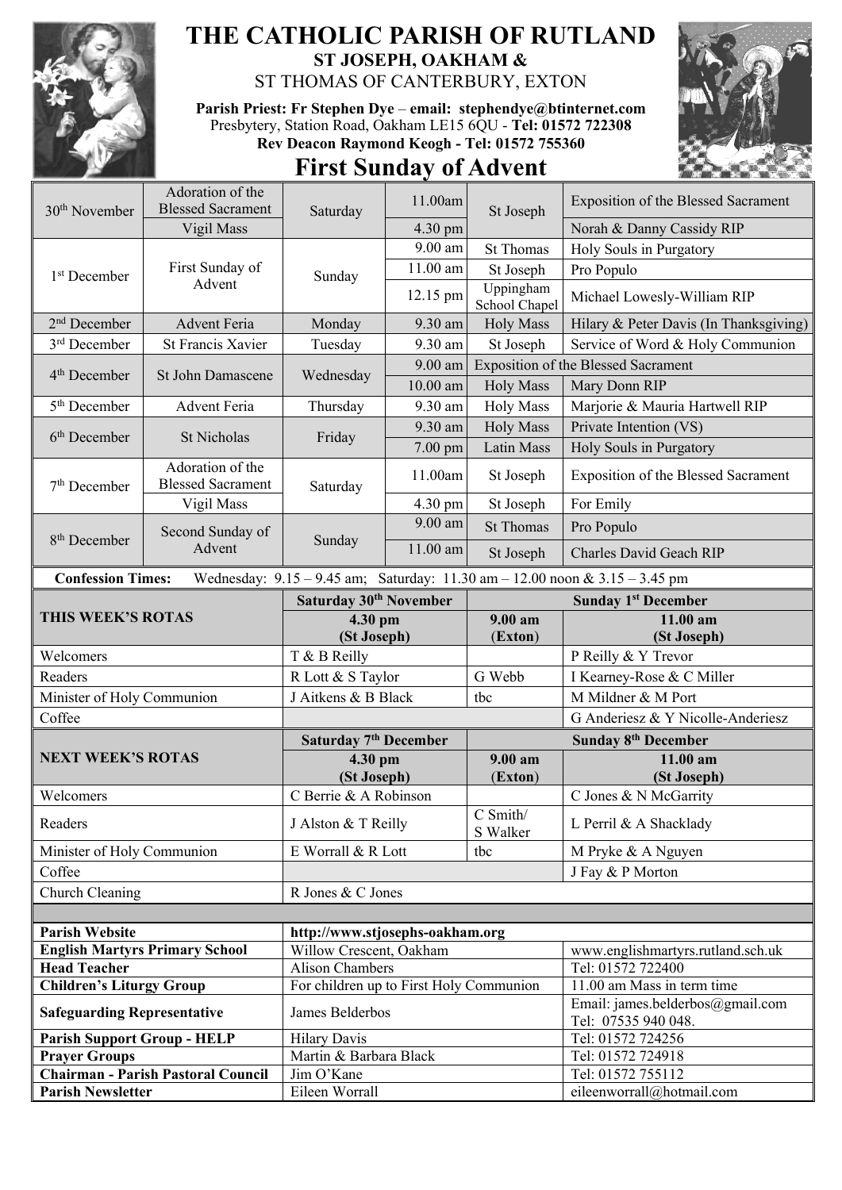# THE CATHOLIC PARISH OF RUTLAND

## ST JOSEPH, OAKHAM &

ST THOMAS OF CANTERBURY, EXTON

**Parish Priest: Fr Stephen Dye – email: stephendye@btinternet.com**
Presbytery, Station Road, Oakham LE15 6QU - **Tel: 01572 722308**
**Rev Deacon Raymond Keogh - Tel: 01572 755360**

## First Sunday of Advent

| Date | Feast | Day | Time | Place | Intention |
|---|---|---|---|---|---|
| 30th November | Adoration of the Blessed Sacrament | Saturday | 11.00am | St Joseph | Exposition of the Blessed Sacrament |
| | Vigil Mass | | 4.30 pm | | Norah & Danny Cassidy RIP |
| 1st December | First Sunday of Advent | Sunday | 9.00 am | St Thomas | Holy Souls in Purgatory |
| | | | 11.00 am | St Joseph | Pro Populo |
| | | | 12.15 pm | Uppingham School Chapel | Michael Lowesly-William RIP |
| 2nd December | Advent Feria | Monday | 9.30 am | Holy Mass | Hilary & Peter Davis (In Thanksgiving) |
| 3rd December | St Francis Xavier | Tuesday | 9.30 am | St Joseph | Service of Word & Holy Communion |
| 4th December | St John Damascene | Wednesday | 9.00 am | Exposition of the Blessed Sacrament | |
| | | | 10.00 am | Holy Mass | Mary Donn RIP |
| 5th December | Advent Feria | Thursday | 9.30 am | Holy Mass | Marjorie & Mauria Hartwell RIP |
| 6th December | St Nicholas | Friday | 9.30 am | Holy Mass | Private Intention (VS) |
| | | | 7.00 pm | Latin Mass | Holy Souls in Purgatory |
| 7th December | Adoration of the Blessed Sacrament | Saturday | 11.00am | St Joseph | Exposition of the Blessed Sacrament |
| | Vigil Mass | | 4.30 pm | St Joseph | For Emily |
| 8th December | Second Sunday of Advent | Sunday | 9.00 am | St Thomas | Pro Populo |
| | | | 11.00 am | St Joseph | Charles David Geach RIP |

**Confession Times:** Wednesday: 9.15 – 9.45 am; Saturday: 11.30 am – 12.00 noon & 3.15 – 3.45 pm

| **THIS WEEK'S ROTAS** | **Saturday 30th November** 4.30 pm (St Joseph) | **Sunday 1st December** 9.00 am (Exton) | **Sunday 1st December** 11.00 am (St Joseph) |
|---|---|---|---|
| Welcomers | T & B Reilly | | P Reilly & Y Trevor |
| Readers | R Lott & S Taylor | G Webb | I Kearney-Rose & C Miller |
| Minister of Holy Communion | J Aitkens & B Black | tbc | M Mildner & M Port |
| Coffee | | | G Anderiesz & Y Nicolle-Anderiesz |

| **NEXT WEEK'S ROTAS** | **Saturday 7th December** 4.30 pm (St Joseph) | **Sunday 8th December** 9.00 am (Exton) | **Sunday 8th December** 11.00 am (St Joseph) |
|---|---|---|---|
| Welcomers | C Berrie & A Robinson | | C Jones & N McGarrity |
| Readers | J Alston & T Reilly | C Smith/ S Walker | L Perril & A Shacklady |
| Minister of Holy Communion | E Worrall & R Lott | tbc | M Pryke & A Nguyen |
| Coffee | | | J Fay & P Morton |
| Church Cleaning | R Jones & C Jones | | |

| | | |
|---|---|---|
| **Parish Website** | http://www.stjosephs-oakham.org | |
| **English Martyrs Primary School** | Willow Crescent, Oakham | www.englishmartyrs.rutland.sch.uk |
| **Head Teacher** | Alison Chambers | Tel: 01572 722400 |
| **Children's Liturgy Group** | For children up to First Holy Communion | 11.00 am Mass in term time |
| **Safeguarding Representative** | James Belderbos | Email: james.belderbos@gmail.com Tel: 07535 940 048. |
| **Parish Support Group - HELP** | Hilary Davis | Tel: 01572 724256 |
| **Prayer Groups** | Martin & Barbara Black | Tel: 01572 724918 |
| **Chairman - Parish Pastoral Council** | Jim O'Kane | Tel: 01572 755112 |
| **Parish Newsletter** | Eileen Worrall | eileenworrall@hotmail.com |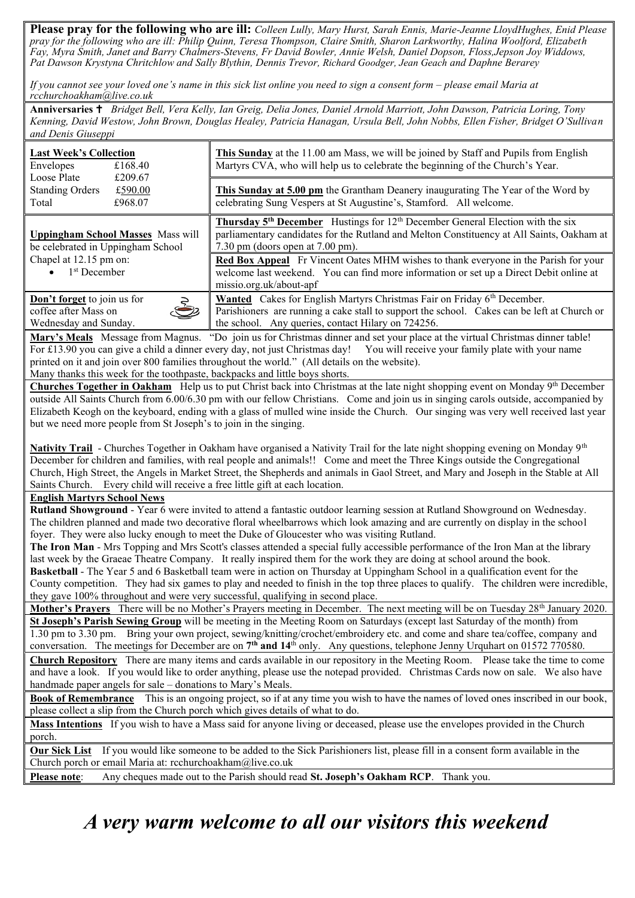**Please pray for the following who are ill:** *Colleen Lully, Mary Hurst, Sarah Ennis, Marie-Jeanne LloydHughes, Enid Please pray for the following who are ill: Philip Quinn, Teresa Thompson, Claire Smith, Sharon Larkworthy, Halina Woolford, Elizabeth Fay, Myra Smith, Janet and Barry Chalmers-Stevens, Fr David Bowler, Annie Welsh, Daniel Dopson, Floss,Jepson Joy Widdows, Pat Dawson Krystyna Chritchlow and Sally Blythin, Dennis Trevor, Richard Goodger, Jean Geach and Daphne Berarey*

*If you cannot see your loved one's name in this sick list online you need to sign a consent form – please email Maria at rcchurchoakham@live.co.uk*

**Anniversaries ✝** *Bridget Bell, Vera Kelly, Ian Greig, Delia Jones, Daniel Arnold Marriott, John Dawson, Patricia Loring, Tony Kenning, David Westow, John Brown, Douglas Healey, Patricia Hanagan, Ursula Bell, John Nobbs, Ellen Fisher, Bridget O'Sullivan and Denis Giuseppi*

**Last Week's Collection**

| | |
|---|---|
| Envelopes | £168.40 |
| Loose Plate | £209.67 |
| Standing Orders | £590.00 |
| Total | £968.07 |

**This Sunday** at the 11.00 am Mass, we will be joined by Staff and Pupils from English Martyrs CVA, who will help us to celebrate the beginning of the Church's Year.

**This Sunday at 5.00 pm** the Grantham Deanery inaugurating The Year of the Word by celebrating Sung Vespers at St Augustine's, Stamford. All welcome.

**Uppingham School Masses** Mass will be celebrated in Uppingham School Chapel at 12.15 pm on:

- 1st December

**Thursday 5th December** Hustings for 12th December General Election with the six parliamentary candidates for the Rutland and Melton Constituency at All Saints, Oakham at 7.30 pm (doors open at 7.00 pm).

**Red Box Appeal** Fr Vincent Oates MHM wishes to thank everyone in the Parish for your welcome last weekend. You can find more information or set up a Direct Debit online at missio.org.uk/about-apf

**Don't forget** to join us for coffee after Mass on Wednesday and Sunday.

**Wanted** Cakes for English Martyrs Christmas Fair on Friday 6th December. Parishioners are running a cake stall to support the school. Cakes can be left at Church or the school. Any queries, contact Hilary on 724256.

**Mary's Meals** Message from Magnus. "Do join us for Christmas dinner and set your place at the virtual Christmas dinner table! For £13.90 you can give a child a dinner every day, not just Christmas day! You will receive your family plate with your name printed on it and join over 800 families throughout the world." (All details on the website).
Many thanks this week for the toothpaste, backpacks and little boys shorts.

**Churches Together in Oakham** Help us to put Christ back into Christmas at the late night shopping event on Monday 9th December outside All Saints Church from 6.00/6.30 pm with our fellow Christians. Come and join us in singing carols outside, accompanied by Elizabeth Keogh on the keyboard, ending with a glass of mulled wine inside the Church. Our singing was very well received last year but we need more people from St Joseph's to join in the singing.

**Nativity Trail** - Churches Together in Oakham have organised a Nativity Trail for the late night shopping evening on Monday 9th December for children and families, with real people and animals!! Come and meet the Three Kings outside the Congregational Church, High Street, the Angels in Market Street, the Shepherds and animals in Gaol Street, and Mary and Joseph in the Stable at All Saints Church. Every child will receive a free little gift at each location.

**English Martyrs School News**

**Rutland Showground** - Year 6 were invited to attend a fantastic outdoor learning session at Rutland Showground on Wednesday. The children planned and made two decorative floral wheelbarrows which look amazing and are currently on display in the school foyer. They were also lucky enough to meet the Duke of Gloucester who was visiting Rutland.

**The Iron Man** - Mrs Topping and Mrs Scott's classes attended a special fully accessible performance of the Iron Man at the library last week by the Graeae Theatre Company. It really inspired them for the work they are doing at school around the book.

**Basketball** - The Year 5 and 6 Basketball team were in action on Thursday at Uppingham School in a qualification event for the County competition. They had six games to play and needed to finish in the top three places to qualify. The children were incredible, they gave 100% throughout and were very successful, qualifying in second place.

**Mother's Prayers** There will be no Mother's Prayers meeting in December. The next meeting will be on Tuesday 28th January 2020.

**St Joseph's Parish Sewing Group** will be meeting in the Meeting Room on Saturdays (except last Saturday of the month) from 1.30 pm to 3.30 pm. Bring your own project, sewing/knitting/crochet/embroidery etc. and come and share tea/coffee, company and conversation. The meetings for December are on **7th and 14th** only. Any questions, telephone Jenny Urquhart on 01572 770580.

**Church Repository** There are many items and cards available in our repository in the Meeting Room. Please take the time to come and have a look. If you would like to order anything, please use the notepad provided. Christmas Cards now on sale. We also have handmade paper angels for sale – donations to Mary's Meals.

**Book of Remembrance** This is an ongoing project, so if at any time you wish to have the names of loved ones inscribed in our book, please collect a slip from the Church porch which gives details of what to do.

**Mass Intentions** If you wish to have a Mass said for anyone living or deceased, please use the envelopes provided in the Church porch.

**Our Sick List** If you would like someone to be added to the Sick Parishioners list, please fill in a consent form available in the Church porch or email Maria at: rcchurchoakham@live.co.uk

**Please note**: Any cheques made out to the Parish should read **St. Joseph's Oakham RCP**. Thank you.

# *A very warm welcome to all our visitors this weekend*